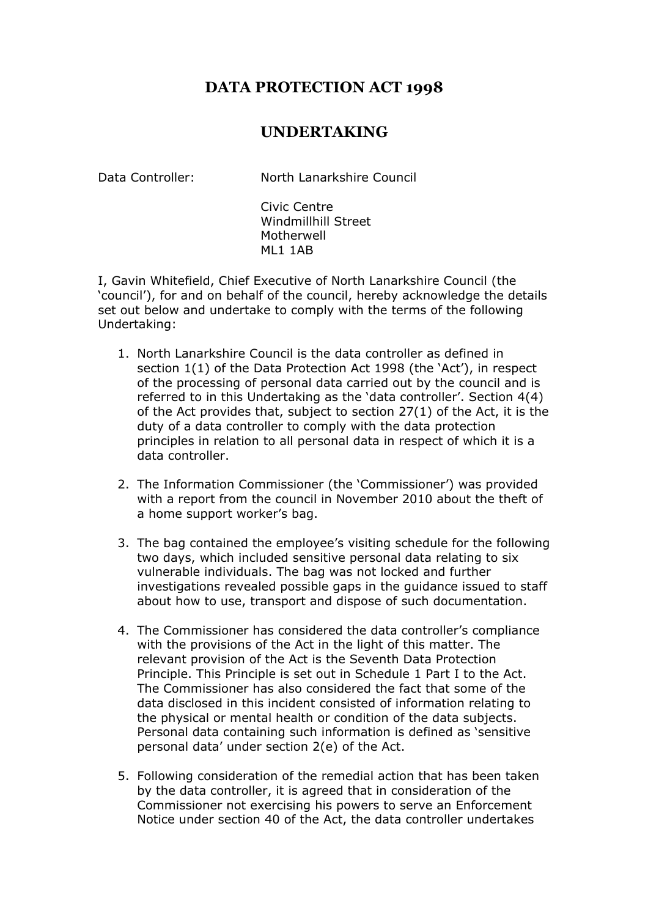# DATA PROTECTION ACT 1998

## UNDERTAKING

Data Controller: North Lanarkshire Council

Civic Centre
Windmillhill Street
Motherwell
ML1 1AB

I, Gavin Whitefield, Chief Executive of North Lanarkshire Council (the 'council'), for and on behalf of the council, hereby acknowledge the details set out below and undertake to comply with the terms of the following Undertaking:

1. North Lanarkshire Council is the data controller as defined in section 1(1) of the Data Protection Act 1998 (the 'Act'), in respect of the processing of personal data carried out by the council and is referred to in this Undertaking as the 'data controller'. Section 4(4) of the Act provides that, subject to section 27(1) of the Act, it is the duty of a data controller to comply with the data protection principles in relation to all personal data in respect of which it is a data controller.

2. The Information Commissioner (the 'Commissioner') was provided with a report from the council in November 2010 about the theft of a home support worker's bag.

3. The bag contained the employee's visiting schedule for the following two days, which included sensitive personal data relating to six vulnerable individuals. The bag was not locked and further investigations revealed possible gaps in the guidance issued to staff about how to use, transport and dispose of such documentation.

4. The Commissioner has considered the data controller's compliance with the provisions of the Act in the light of this matter. The relevant provision of the Act is the Seventh Data Protection Principle. This Principle is set out in Schedule 1 Part I to the Act. The Commissioner has also considered the fact that some of the data disclosed in this incident consisted of information relating to the physical or mental health or condition of the data subjects. Personal data containing such information is defined as 'sensitive personal data' under section 2(e) of the Act.

5. Following consideration of the remedial action that has been taken by the data controller, it is agreed that in consideration of the Commissioner not exercising his powers to serve an Enforcement Notice under section 40 of the Act, the data controller undertakes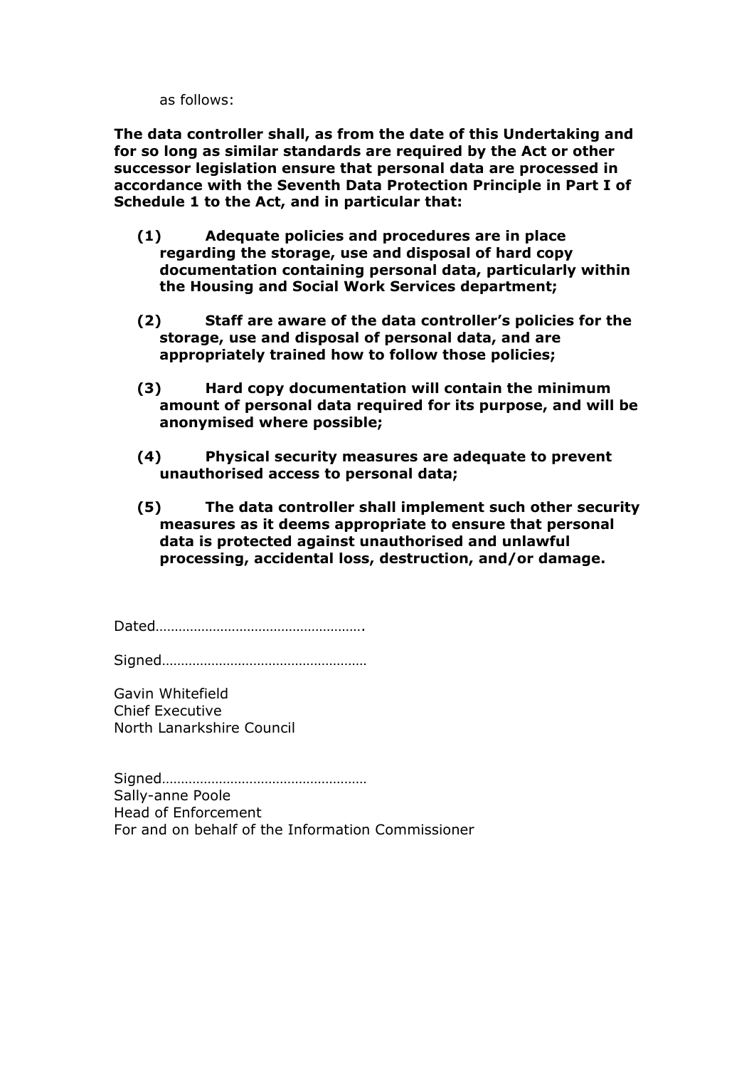as follows:

**The data controller shall, as from the date of this Undertaking and for so long as similar standards are required by the Act or other successor legislation ensure that personal data are processed in accordance with the Seventh Data Protection Principle in Part I of Schedule 1 to the Act, and in particular that:**

**(1) Adequate policies and procedures are in place regarding the storage, use and disposal of hard copy documentation containing personal data, particularly within the Housing and Social Work Services department;**

**(2) Staff are aware of the data controller's policies for the storage, use and disposal of personal data, and are appropriately trained how to follow those policies;**

**(3) Hard copy documentation will contain the minimum amount of personal data required for its purpose, and will be anonymised where possible;**

**(4) Physical security measures are adequate to prevent unauthorised access to personal data;**

**(5) The data controller shall implement such other security measures as it deems appropriate to ensure that personal data is protected against unauthorised and unlawful processing, accidental loss, destruction, and/or damage.**

Dated……………………………………………….

Signed………………………………………………

Gavin Whitefield
Chief Executive
North Lanarkshire Council

Signed………………………………………………
Sally-anne Poole
Head of Enforcement
For and on behalf of the Information Commissioner